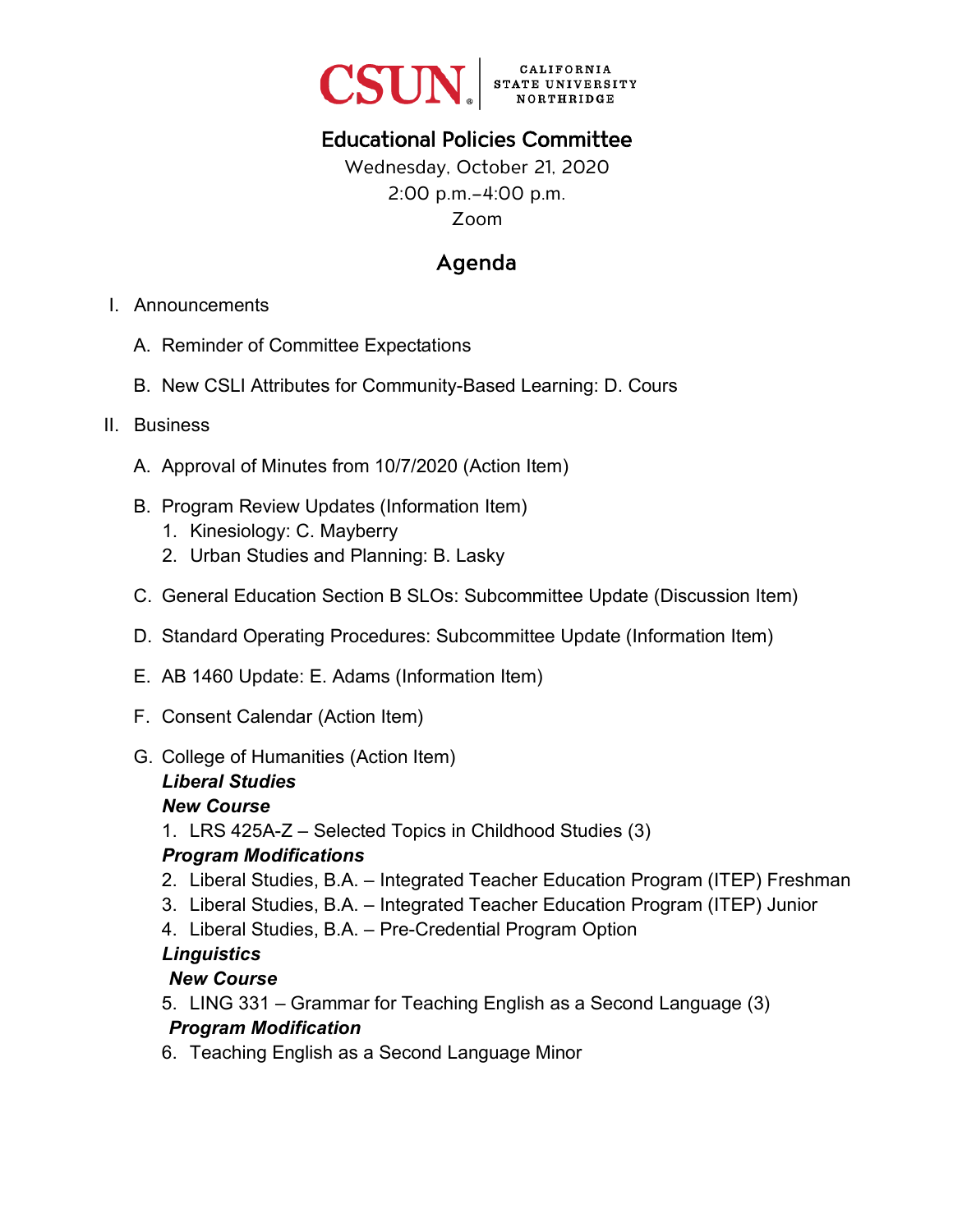CSUN | CALIFORNIA STATE UNIVERSITY NORTHRIDGE

# Educational Policies Committee

Wednesday, October 21, 2020
2:00 p.m.–4:00 p.m.
Zoom

## Agenda

I. Announcements

   A. Reminder of Committee Expectations

   B. New CSLI Attributes for Community-Based Learning: D. Cours

II. Business

   A. Approval of Minutes from 10/7/2020 (Action Item)

   B. Program Review Updates (Information Item)
      1. Kinesiology: C. Mayberry
      2. Urban Studies and Planning: B. Lasky

   C. General Education Section B SLOs: Subcommittee Update (Discussion Item)

   D. Standard Operating Procedures: Subcommittee Update (Information Item)

   E. AB 1460 Update: E. Adams (Information Item)

   F. Consent Calendar (Action Item)

   G. College of Humanities (Action Item)

      ***Liberal Studies***

      ***New Course***

      1. LRS 425A-Z – Selected Topics in Childhood Studies (3)

      ***Program Modifications***

      2. Liberal Studies, B.A. – Integrated Teacher Education Program (ITEP) Freshman
      3. Liberal Studies, B.A. – Integrated Teacher Education Program (ITEP) Junior
      4. Liberal Studies, B.A. – Pre-Credential Program Option

      ***Linguistics***

      ***New Course***

      5. LING 331 – Grammar for Teaching English as a Second Language (3)

      ***Program Modification***

      6. Teaching English as a Second Language Minor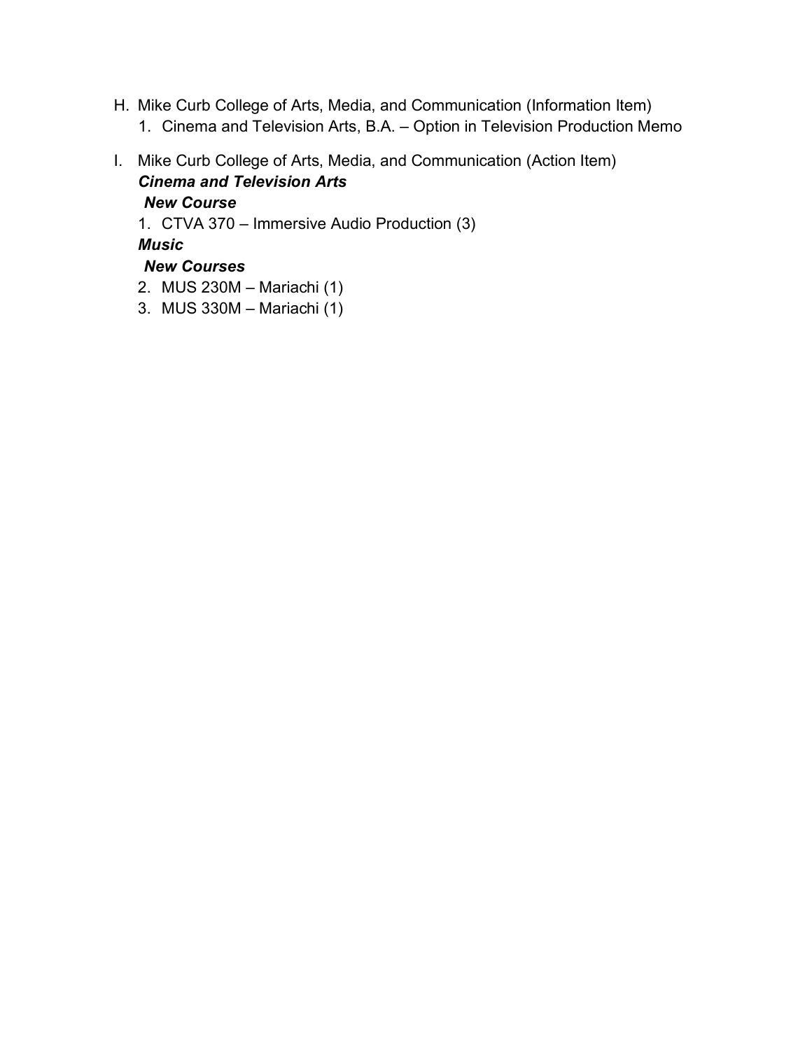H. Mike Curb College of Arts, Media, and Communication (Information Item)
   1. Cinema and Television Arts, B.A. – Option in Television Production Memo

I. Mike Curb College of Arts, Media, and Communication (Action Item)

   ***Cinema and Television Arts***

   ***New Course***

   1. CTVA 370 – Immersive Audio Production (3)

   ***Music***

   ***New Courses***

   2. MUS 230M – Mariachi (1)
   3. MUS 330M – Mariachi (1)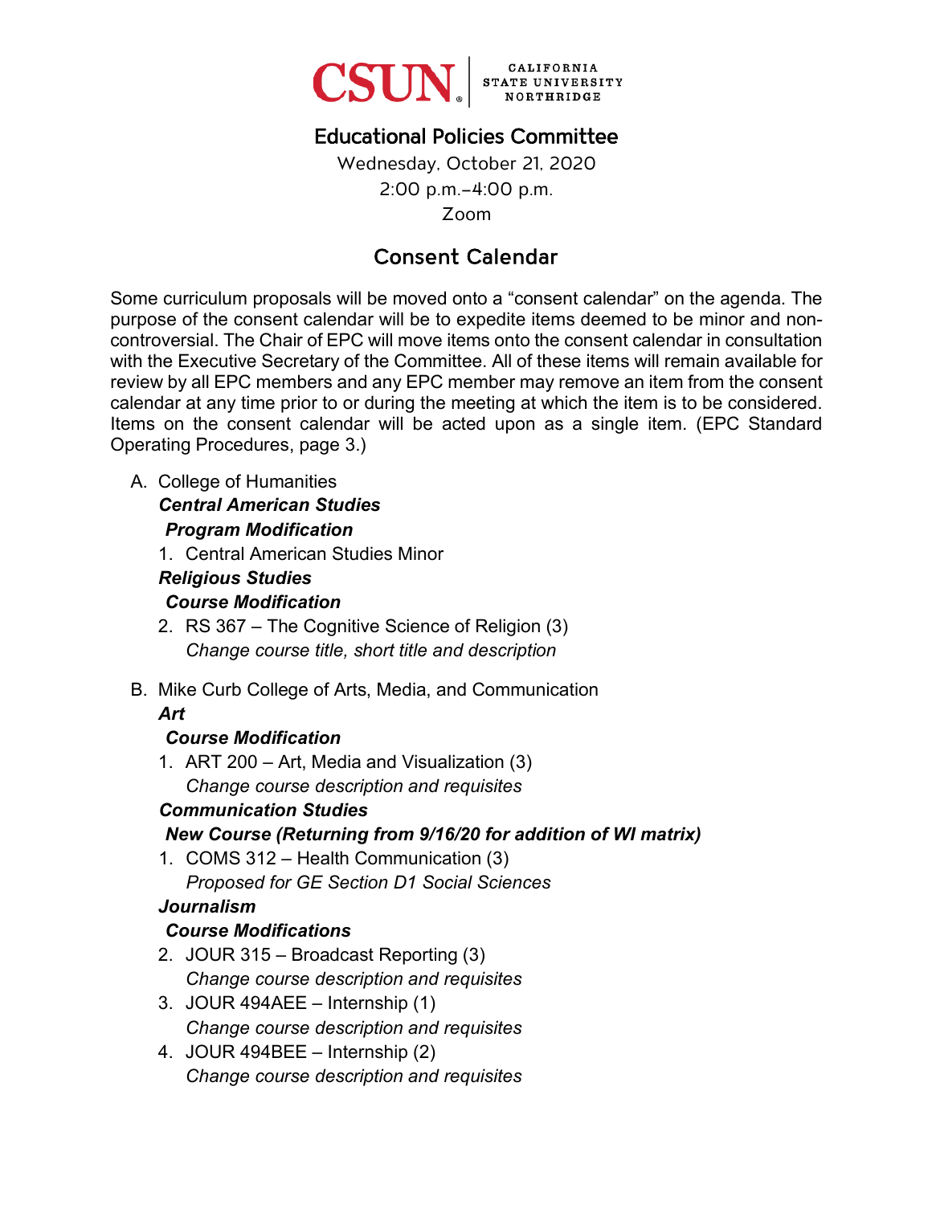CSUN | CALIFORNIA STATE UNIVERSITY NORTHRIDGE

# Educational Policies Committee

Wednesday, October 21, 2020
2:00 p.m.–4:00 p.m.
Zoom

## Consent Calendar

Some curriculum proposals will be moved onto a "consent calendar" on the agenda. The purpose of the consent calendar will be to expedite items deemed to be minor and non-controversial. The Chair of EPC will move items onto the consent calendar in consultation with the Executive Secretary of the Committee. All of these items will remain available for review by all EPC members and any EPC member may remove an item from the consent calendar at any time prior to or during the meeting at which the item is to be considered. Items on the consent calendar will be acted upon as a single item. (EPC Standard Operating Procedures, page 3.)

A. College of Humanities

***Central American Studies***

***Program Modification***

1. Central American Studies Minor

***Religious Studies***

***Course Modification***

2. RS 367 – The Cognitive Science of Religion (3)
   *Change course title, short title and description*

B. Mike Curb College of Arts, Media, and Communication

***Art***

***Course Modification***

1. ART 200 – Art, Media and Visualization (3)
   *Change course description and requisites*

***Communication Studies***

***New Course (Returning from 9/16/20 for addition of WI matrix)***

1. COMS 312 – Health Communication (3)
   *Proposed for GE Section D1 Social Sciences*

***Journalism***

***Course Modifications***

2. JOUR 315 – Broadcast Reporting (3)
   *Change course description and requisites*
3. JOUR 494AEE – Internship (1)
   *Change course description and requisites*
4. JOUR 494BEE – Internship (2)
   *Change course description and requisites*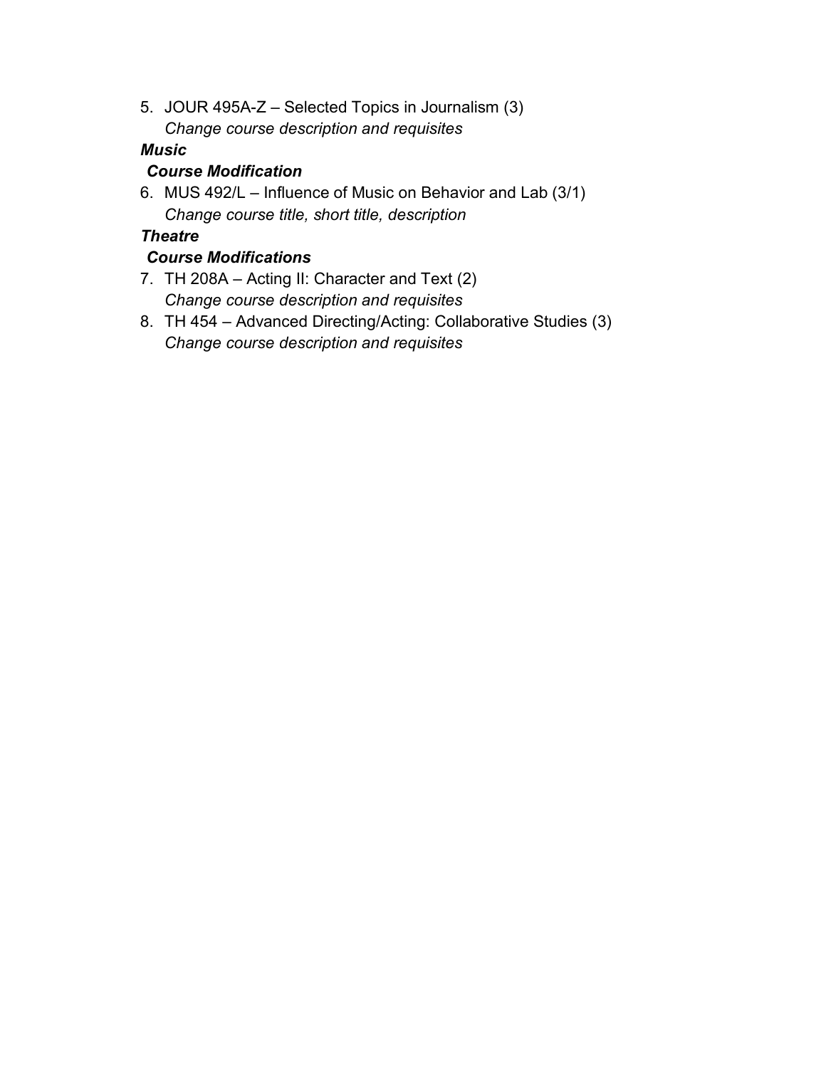5. JOUR 495A-Z – Selected Topics in Journalism (3)
   *Change course description and requisites*

***Music***

***Course Modification***

6. MUS 492/L – Influence of Music on Behavior and Lab (3/1)
   *Change course title, short title, description*

***Theatre***

***Course Modifications***

7. TH 208A – Acting II: Character and Text (2)
   *Change course description and requisites*
8. TH 454 – Advanced Directing/Acting: Collaborative Studies (3)
   *Change course description and requisites*